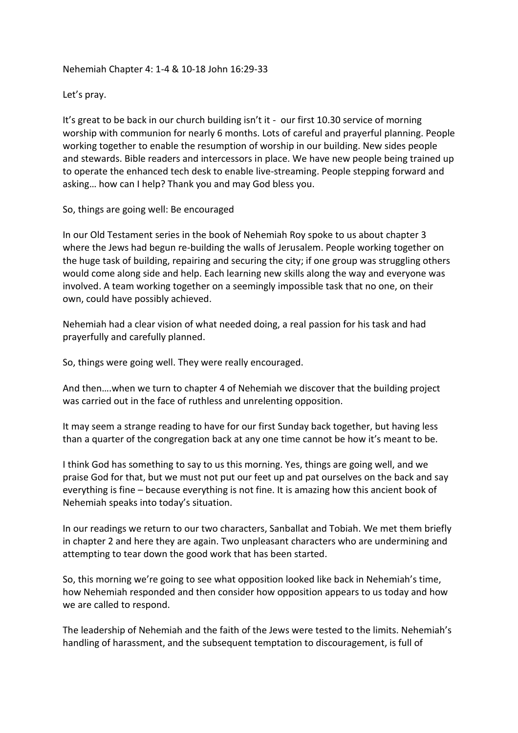Nehemiah Chapter 4: 1-4 & 10-18 John 16:29-33

Let's pray.

It's great to be back in our church building isn't it - our first 10.30 service of morning worship with communion for nearly 6 months. Lots of careful and prayerful planning. People working together to enable the resumption of worship in our building. New sides people and stewards. Bible readers and intercessors in place. We have new people being trained up to operate the enhanced tech desk to enable live-streaming. People stepping forward and asking… how can I help? Thank you and may God bless you.

So, things are going well: Be encouraged

In our Old Testament series in the book of Nehemiah Roy spoke to us about chapter 3 where the Jews had begun re-building the walls of Jerusalem. People working together on the huge task of building, repairing and securing the city; if one group was struggling others would come along side and help. Each learning new skills along the way and everyone was involved. A team working together on a seemingly impossible task that no one, on their own, could have possibly achieved.

Nehemiah had a clear vision of what needed doing, a real passion for his task and had prayerfully and carefully planned.

So, things were going well. They were really encouraged.

And then….when we turn to chapter 4 of Nehemiah we discover that the building project was carried out in the face of ruthless and unrelenting opposition.

It may seem a strange reading to have for our first Sunday back together, but having less than a quarter of the congregation back at any one time cannot be how it's meant to be.

I think God has something to say to us this morning. Yes, things are going well, and we praise God for that, but we must not put our feet up and pat ourselves on the back and say everything is fine – because everything is not fine. It is amazing how this ancient book of Nehemiah speaks into today's situation.

In our readings we return to our two characters, Sanballat and Tobiah. We met them briefly in chapter 2 and here they are again. Two unpleasant characters who are undermining and attempting to tear down the good work that has been started.

So, this morning we're going to see what opposition looked like back in Nehemiah's time, how Nehemiah responded and then consider how opposition appears to us today and how we are called to respond.

The leadership of Nehemiah and the faith of the Jews were tested to the limits. Nehemiah's handling of harassment, and the subsequent temptation to discouragement, is full of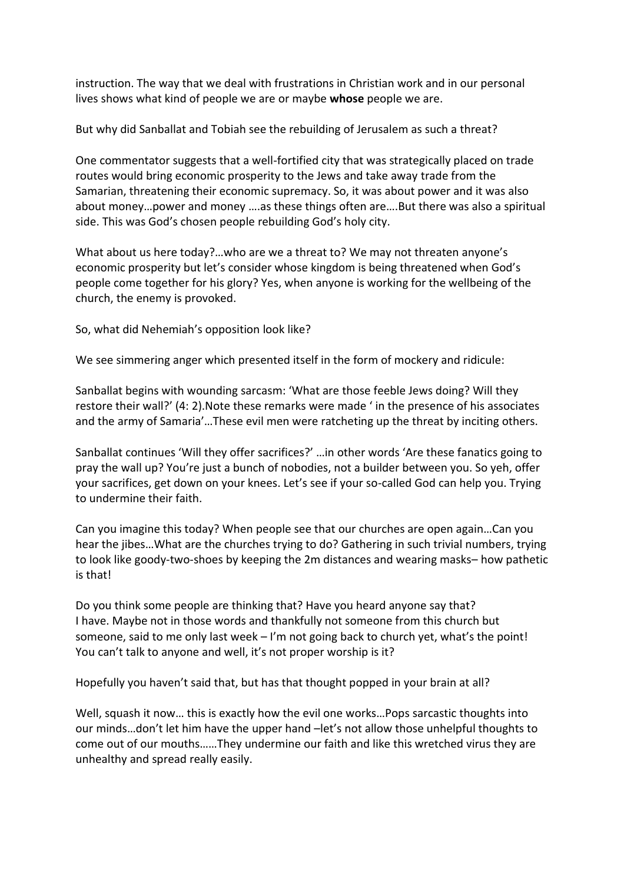instruction. The way that we deal with frustrations in Christian work and in our personal lives shows what kind of people we are or maybe **whose** people we are.

But why did Sanballat and Tobiah see the rebuilding of Jerusalem as such a threat?

One commentator suggests that a well-fortified city that was strategically placed on trade routes would bring economic prosperity to the Jews and take away trade from the Samarian, threatening their economic supremacy. So, it was about power and it was also about money…power and money ….as these things often are….But there was also a spiritual side. This was God's chosen people rebuilding God's holy city.

What about us here today?…who are we a threat to? We may not threaten anyone's economic prosperity but let's consider whose kingdom is being threatened when God's people come together for his glory? Yes, when anyone is working for the wellbeing of the church, the enemy is provoked.

So, what did Nehemiah's opposition look like?

We see simmering anger which presented itself in the form of mockery and ridicule:

Sanballat begins with wounding sarcasm: 'What are those feeble Jews doing? Will they restore their wall?' (4: 2).Note these remarks were made ' in the presence of his associates and the army of Samaria'…These evil men were ratcheting up the threat by inciting others.

Sanballat continues 'Will they offer sacrifices?' …in other words 'Are these fanatics going to pray the wall up? You're just a bunch of nobodies, not a builder between you. So yeh, offer your sacrifices, get down on your knees. Let's see if your so-called God can help you. Trying to undermine their faith.

Can you imagine this today? When people see that our churches are open again…Can you hear the jibes…What are the churches trying to do? Gathering in such trivial numbers, trying to look like goody-two-shoes by keeping the 2m distances and wearing masks– how pathetic is that!

Do you think some people are thinking that? Have you heard anyone say that?
I have. Maybe not in those words and thankfully not someone from this church but someone, said to me only last week – I'm not going back to church yet, what's the point! You can't talk to anyone and well, it's not proper worship is it?

Hopefully you haven't said that, but has that thought popped in your brain at all?

Well, squash it now… this is exactly how the evil one works…Pops sarcastic thoughts into our minds…don't let him have the upper hand –let's not allow those unhelpful thoughts to come out of our mouths……They undermine our faith and like this wretched virus they are unhealthy and spread really easily.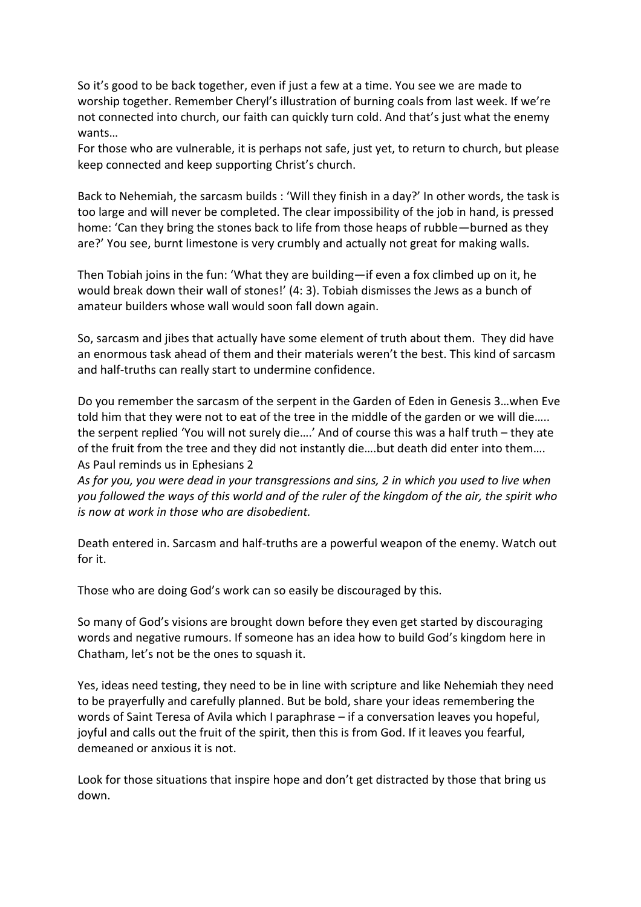So it's good to be back together, even if just a few at a time. You see we are made to worship together. Remember Cheryl's illustration of burning coals from last week. If we're not connected into church, our faith can quickly turn cold. And that's just what the enemy wants…

For those who are vulnerable, it is perhaps not safe, just yet, to return to church, but please keep connected and keep supporting Christ's church.

Back to Nehemiah, the sarcasm builds : 'Will they finish in a day?' In other words, the task is too large and will never be completed. The clear impossibility of the job in hand, is pressed home: 'Can they bring the stones back to life from those heaps of rubble—burned as they are?' You see, burnt limestone is very crumbly and actually not great for making walls.

Then Tobiah joins in the fun: 'What they are building—if even a fox climbed up on it, he would break down their wall of stones!' (4: 3). Tobiah dismisses the Jews as a bunch of amateur builders whose wall would soon fall down again.

So, sarcasm and jibes that actually have some element of truth about them. They did have an enormous task ahead of them and their materials weren't the best. This kind of sarcasm and half-truths can really start to undermine confidence.

Do you remember the sarcasm of the serpent in the Garden of Eden in Genesis 3…when Eve told him that they were not to eat of the tree in the middle of the garden or we will die….. the serpent replied 'You will not surely die….' And of course this was a half truth – they ate of the fruit from the tree and they did not instantly die….but death did enter into them…. As Paul reminds us in Ephesians 2

*As for you, you were dead in your transgressions and sins, 2 in which you used to live when you followed the ways of this world and of the ruler of the kingdom of the air, the spirit who is now at work in those who are disobedient.*

Death entered in. Sarcasm and half-truths are a powerful weapon of the enemy. Watch out for it.

Those who are doing God's work can so easily be discouraged by this.

So many of God's visions are brought down before they even get started by discouraging words and negative rumours. If someone has an idea how to build God's kingdom here in Chatham, let's not be the ones to squash it.

Yes, ideas need testing, they need to be in line with scripture and like Nehemiah they need to be prayerfully and carefully planned. But be bold, share your ideas remembering the words of Saint Teresa of Avila which I paraphrase – if a conversation leaves you hopeful, joyful and calls out the fruit of the spirit, then this is from God. If it leaves you fearful, demeaned or anxious it is not.

Look for those situations that inspire hope and don't get distracted by those that bring us down.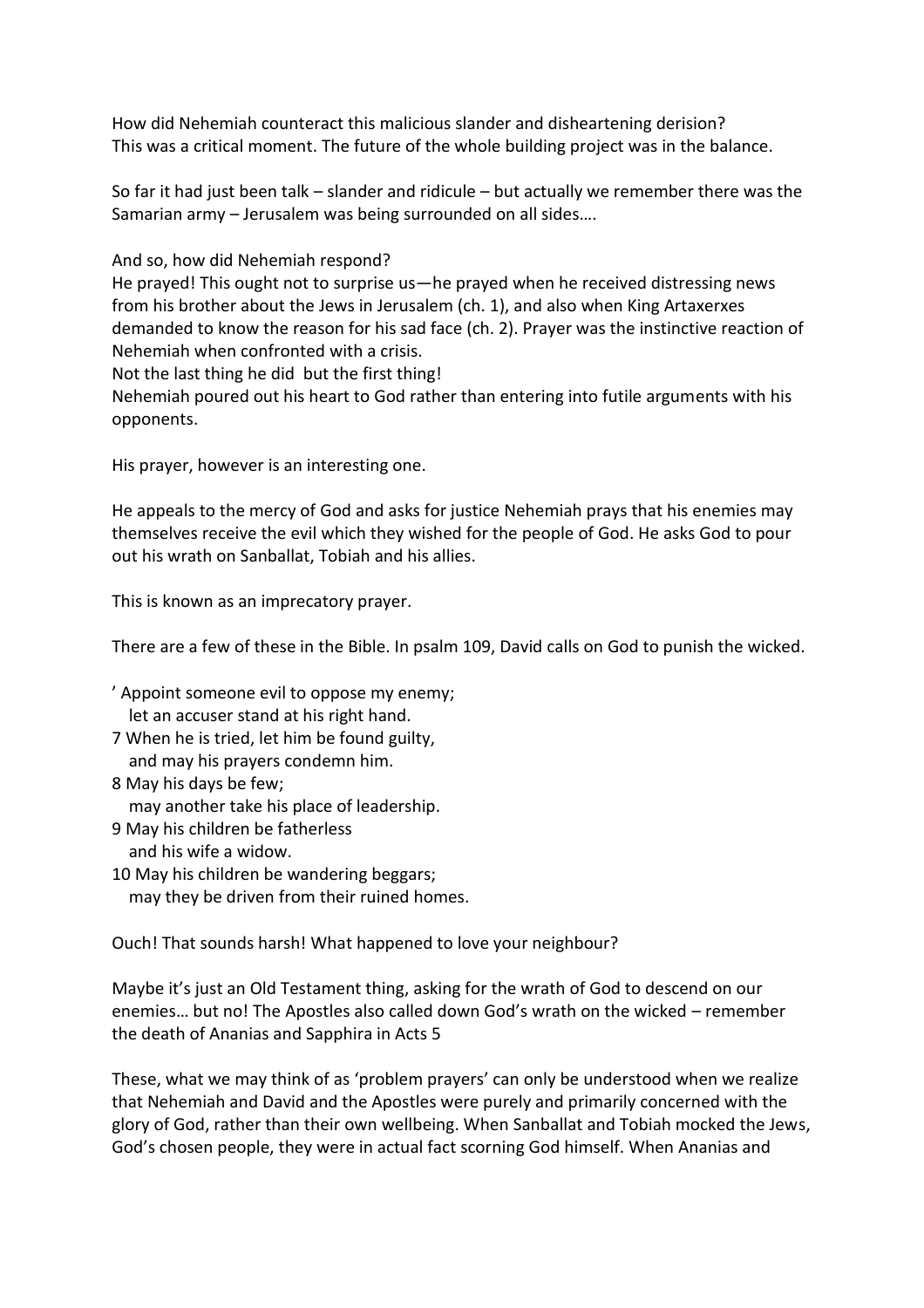How did Nehemiah counteract this malicious slander and disheartening derision?
This was a critical moment. The future of the whole building project was in the balance.

So far it had just been talk – slander and ridicule – but actually we remember there was the Samarian army – Jerusalem was being surrounded on all sides….

And so, how did Nehemiah respond?
He prayed! This ought not to surprise us—he prayed when he received distressing news from his brother about the Jews in Jerusalem (ch. 1), and also when King Artaxerxes demanded to know the reason for his sad face (ch. 2). Prayer was the instinctive reaction of Nehemiah when confronted with a crisis.
Not the last thing he did  but the first thing!
Nehemiah poured out his heart to God rather than entering into futile arguments with his opponents.

His prayer, however is an interesting one.

He appeals to the mercy of God and asks for justice Nehemiah prays that his enemies may themselves receive the evil which they wished for the people of God. He asks God to pour out his wrath on Sanballat, Tobiah and his allies.

This is known as an imprecatory prayer.

There are a few of these in the Bible. In psalm 109, David calls on God to punish the wicked.

' Appoint someone evil to oppose my enemy;
   let an accuser stand at his right hand.
7 When he is tried, let him be found guilty,
   and may his prayers condemn him.
8 May his days be few;
   may another take his place of leadership.
9 May his children be fatherless
   and his wife a widow.
10 May his children be wandering beggars;
   may they be driven from their ruined homes.

Ouch! That sounds harsh! What happened to love your neighbour?

Maybe it's just an Old Testament thing, asking for the wrath of God to descend on our enemies… but no! The Apostles also called down God's wrath on the wicked – remember the death of Ananias and Sapphira in Acts 5

These, what we may think of as 'problem prayers' can only be understood when we realize that Nehemiah and David and the Apostles were purely and primarily concerned with the glory of God, rather than their own wellbeing. When Sanballat and Tobiah mocked the Jews, God's chosen people, they were in actual fact scorning God himself. When Ananias and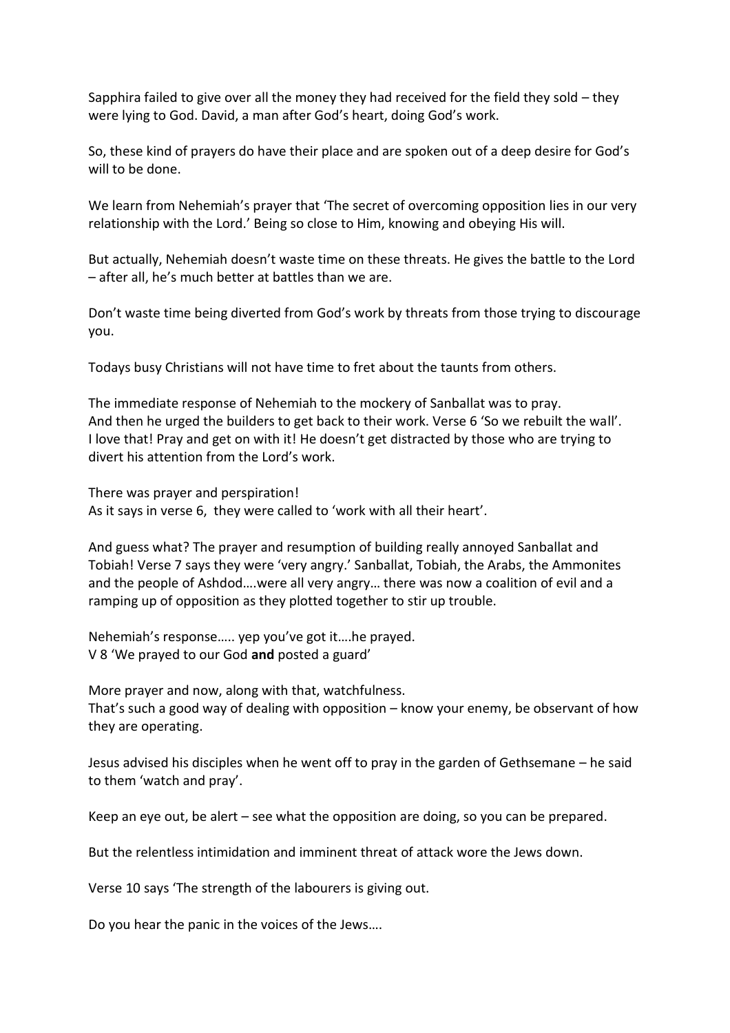Sapphira failed to give over all the money they had received for the field they sold – they were lying to God. David, a man after God's heart, doing God's work.

So, these kind of prayers do have their place and are spoken out of a deep desire for God's will to be done.

We learn from Nehemiah's prayer that 'The secret of overcoming opposition lies in our very relationship with the Lord.' Being so close to Him, knowing and obeying His will.

But actually, Nehemiah doesn't waste time on these threats. He gives the battle to the Lord – after all, he's much better at battles than we are.

Don't waste time being diverted from God's work by threats from those trying to discourage you.

Todays busy Christians will not have time to fret about the taunts from others.

The immediate response of Nehemiah to the mockery of Sanballat was to pray.
And then he urged the builders to get back to their work. Verse 6 'So we rebuilt the wall'.
I love that! Pray and get on with it! He doesn't get distracted by those who are trying to divert his attention from the Lord's work.

There was prayer and perspiration!
As it says in verse 6, they were called to 'work with all their heart'.

And guess what? The prayer and resumption of building really annoyed Sanballat and Tobiah! Verse 7 says they were 'very angry.' Sanballat, Tobiah, the Arabs, the Ammonites and the people of Ashdod….were all very angry… there was now a coalition of evil and a ramping up of opposition as they plotted together to stir up trouble.

Nehemiah's response….. yep you've got it….he prayed.
V 8 'We prayed to our God **and** posted a guard'

More prayer and now, along with that, watchfulness.
That's such a good way of dealing with opposition – know your enemy, be observant of how they are operating.

Jesus advised his disciples when he went off to pray in the garden of Gethsemane – he said to them 'watch and pray'.

Keep an eye out, be alert – see what the opposition are doing, so you can be prepared.

But the relentless intimidation and imminent threat of attack wore the Jews down.

Verse 10 says 'The strength of the labourers is giving out.

Do you hear the panic in the voices of the Jews….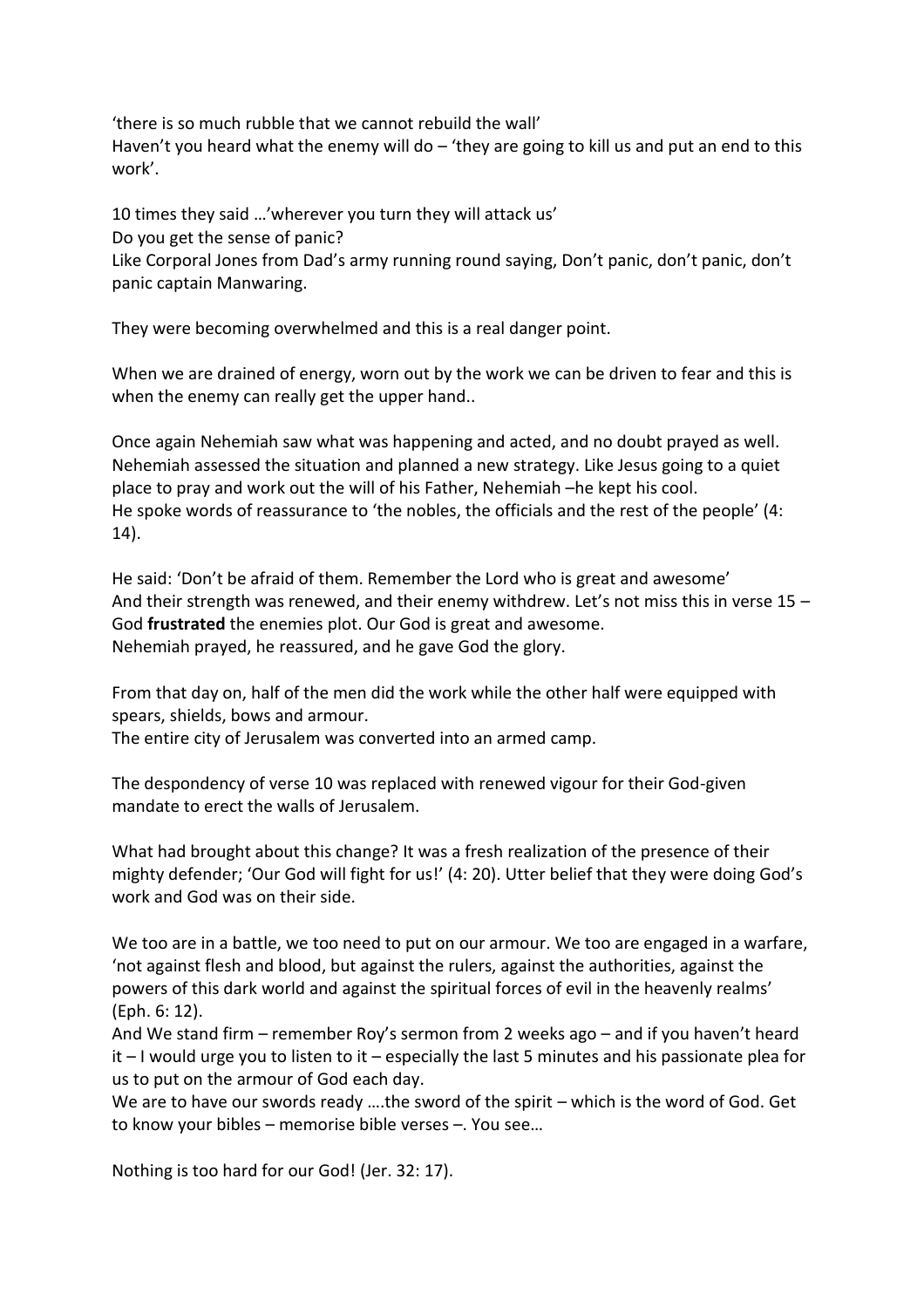'there is so much rubble that we cannot rebuild the wall'
Haven't you heard what the enemy will do – 'they are going to kill us and put an end to this work'.

10 times they said …'wherever you turn they will attack us'
Do you get the sense of panic?
Like Corporal Jones from Dad's army running round saying, Don't panic, don't panic, don't panic captain Manwaring.

They were becoming overwhelmed and this is a real danger point.

When we are drained of energy, worn out by the work we can be driven to fear and this is when the enemy can really get the upper hand..

Once again Nehemiah saw what was happening and acted, and no doubt prayed as well. Nehemiah assessed the situation and planned a new strategy. Like Jesus going to a quiet place to pray and work out the will of his Father, Nehemiah –he kept his cool.
He spoke words of reassurance to 'the nobles, the officials and the rest of the people' (4: 14).

He said: 'Don't be afraid of them. Remember the Lord who is great and awesome'
And their strength was renewed, and their enemy withdrew. Let's not miss this in verse 15 – God **frustrated** the enemies plot. Our God is great and awesome.
Nehemiah prayed, he reassured, and he gave God the glory.

From that day on, half of the men did the work while the other half were equipped with spears, shields, bows and armour.
The entire city of Jerusalem was converted into an armed camp.

The despondency of verse 10 was replaced with renewed vigour for their God-given mandate to erect the walls of Jerusalem.

What had brought about this change? It was a fresh realization of the presence of their mighty defender; 'Our God will fight for us!' (4: 20). Utter belief that they were doing God's work and God was on their side.

We too are in a battle, we too need to put on our armour. We too are engaged in a warfare, 'not against flesh and blood, but against the rulers, against the authorities, against the powers of this dark world and against the spiritual forces of evil in the heavenly realms' (Eph. 6: 12).
And We stand firm – remember Roy's sermon from 2 weeks ago – and if you haven't heard it – I would urge you to listen to it – especially the last 5 minutes and his passionate plea for us to put on the armour of God each day.
We are to have our swords ready ….the sword of the spirit – which is the word of God. Get to know your bibles – memorise bible verses –. You see…

Nothing is too hard for our God! (Jer. 32: 17).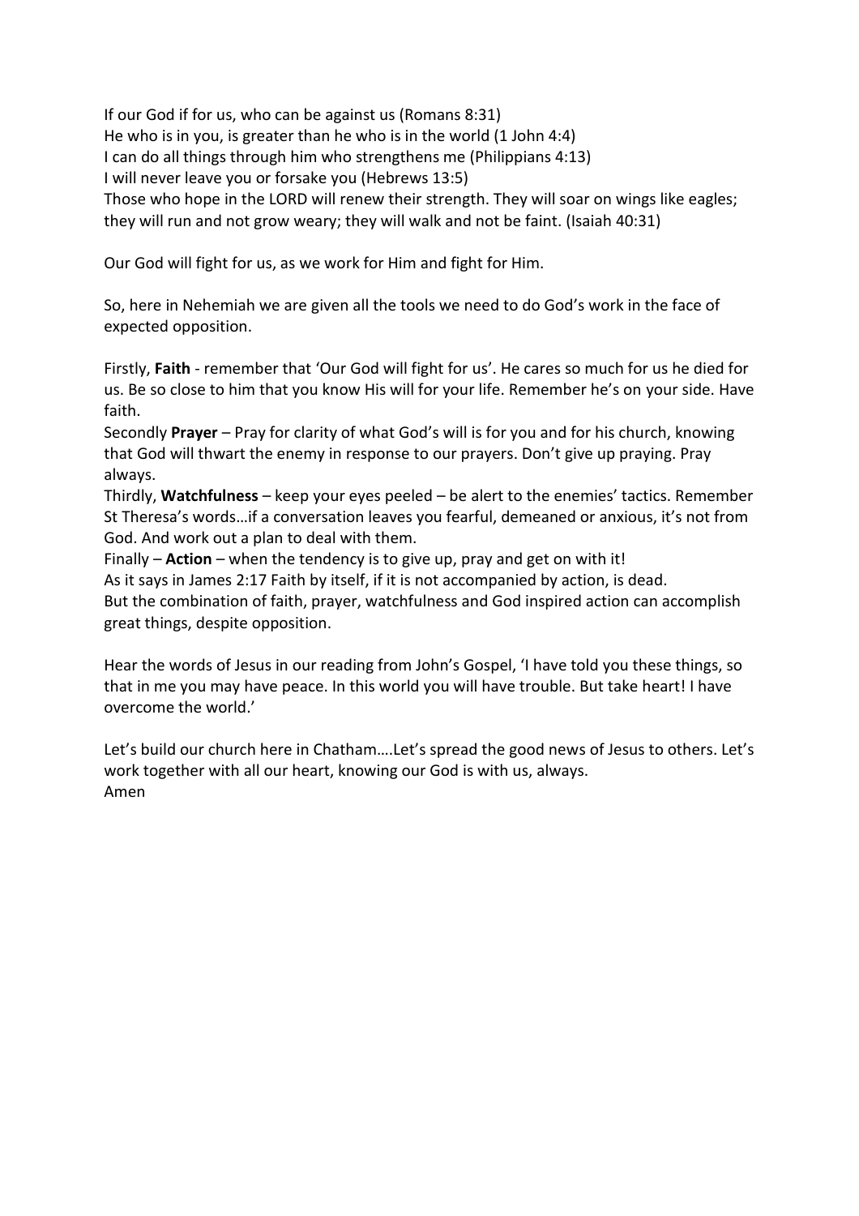If our God if for us, who can be against us (Romans 8:31)
He who is in you, is greater than he who is in the world (1 John 4:4)
I can do all things through him who strengthens me (Philippians 4:13)
I will never leave you or forsake you (Hebrews 13:5)
Those who hope in the LORD will renew their strength. They will soar on wings like eagles; they will run and not grow weary; they will walk and not be faint. (Isaiah 40:31)

Our God will fight for us, as we work for Him and fight for Him.

So, here in Nehemiah we are given all the tools we need to do God's work in the face of expected opposition.

Firstly, **Faith** - remember that 'Our God will fight for us'. He cares so much for us he died for us. Be so close to him that you know His will for your life. Remember he's on your side. Have faith.
Secondly **Prayer** – Pray for clarity of what God's will is for you and for his church, knowing that God will thwart the enemy in response to our prayers. Don't give up praying. Pray always.
Thirdly, **Watchfulness** – keep your eyes peeled – be alert to the enemies' tactics. Remember St Theresa's words…if a conversation leaves you fearful, demeaned or anxious, it's not from God. And work out a plan to deal with them.
Finally – **Action** – when the tendency is to give up, pray and get on with it!
As it says in James 2:17 Faith by itself, if it is not accompanied by action, is dead.
But the combination of faith, prayer, watchfulness and God inspired action can accomplish great things, despite opposition.

Hear the words of Jesus in our reading from John's Gospel, 'I have told you these things, so that in me you may have peace. In this world you will have trouble. But take heart! I have overcome the world.'

Let's build our church here in Chatham….Let's spread the good news of Jesus to others. Let's work together with all our heart, knowing our God is with us, always.
Amen